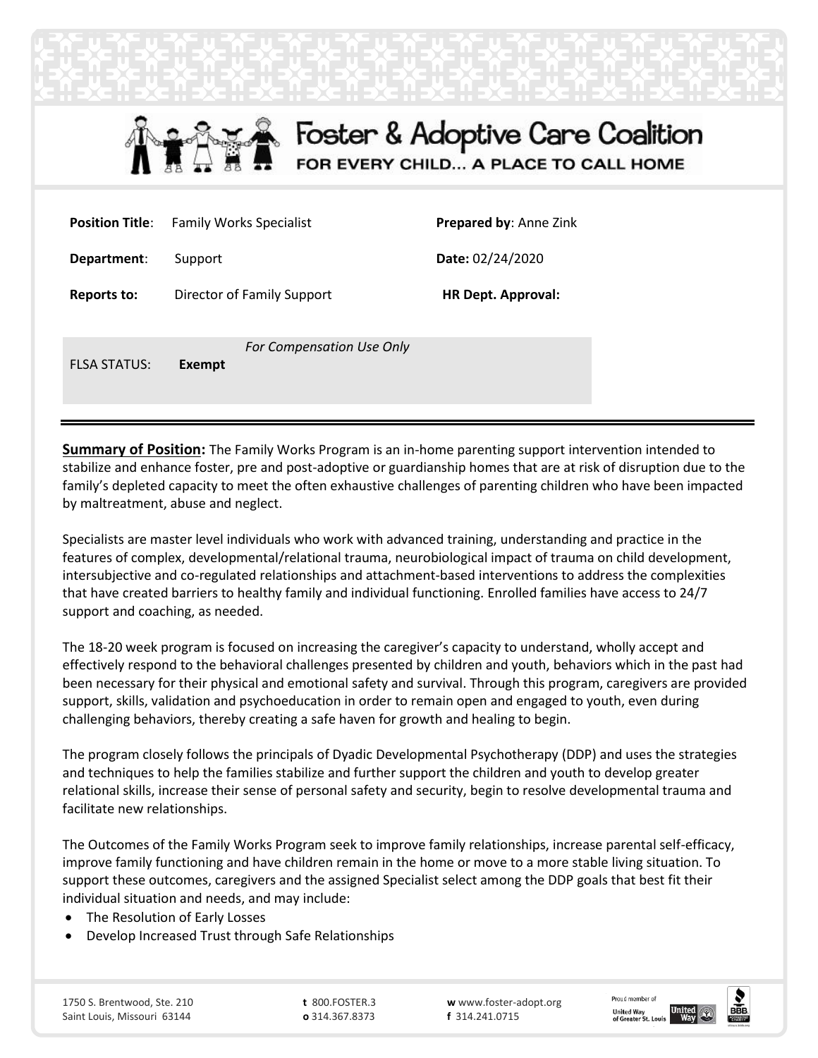# Foster & Adoptive Care Coalition

FOR EVERY CHILD... A PLACE TO CALL HOME

| | | | |
|---|---|---|---|
| **Position Title**: | Family Works Specialist | **Prepared by**: Anne Zink | |
| **Department**: | Support | **Date:** 02/24/2020 | |
| **Reports to:** | Director of Family Support | **HR Dept. Approval:** | |

*For Compensation Use Only*

FLSA STATUS: **Exempt**

---

**Summary of Position:** The Family Works Program is an in-home parenting support intervention intended to stabilize and enhance foster, pre and post-adoptive or guardianship homes that are at risk of disruption due to the family's depleted capacity to meet the often exhaustive challenges of parenting children who have been impacted by maltreatment, abuse and neglect.

Specialists are master level individuals who work with advanced training, understanding and practice in the features of complex, developmental/relational trauma, neurobiological impact of trauma on child development, intersubjective and co-regulated relationships and attachment-based interventions to address the complexities that have created barriers to healthy family and individual functioning. Enrolled families have access to 24/7 support and coaching, as needed.

The 18-20 week program is focused on increasing the caregiver's capacity to understand, wholly accept and effectively respond to the behavioral challenges presented by children and youth, behaviors which in the past had been necessary for their physical and emotional safety and survival. Through this program, caregivers are provided support, skills, validation and psychoeducation in order to remain open and engaged to youth, even during challenging behaviors, thereby creating a safe haven for growth and healing to begin.

The program closely follows the principals of Dyadic Developmental Psychotherapy (DDP) and uses the strategies and techniques to help the families stabilize and further support the children and youth to develop greater relational skills, increase their sense of personal safety and security, begin to resolve developmental trauma and facilitate new relationships.

The Outcomes of the Family Works Program seek to improve family relationships, increase parental self-efficacy, improve family functioning and have children remain in the home or move to a more stable living situation. To support these outcomes, caregivers and the assigned Specialist select among the DDP goals that best fit their individual situation and needs, and may include:

- The Resolution of Early Losses
- Develop Increased Trust through Safe Relationships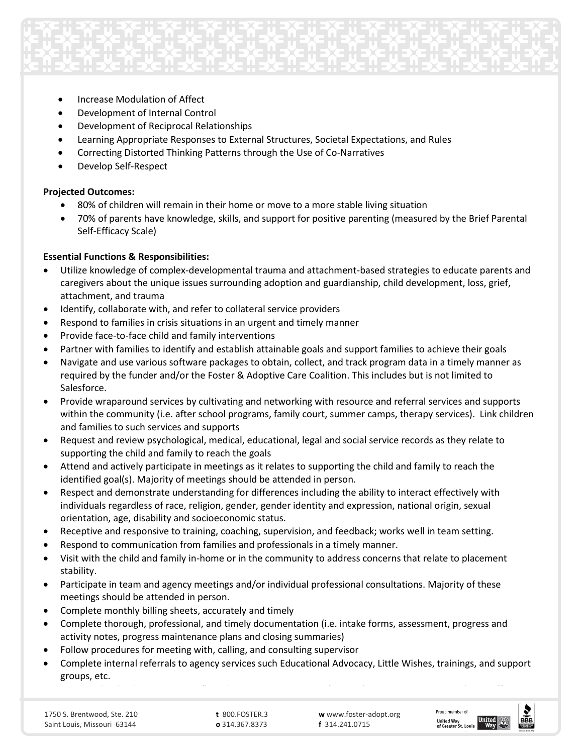- Increase Modulation of Affect
- Development of Internal Control
- Development of Reciprocal Relationships
- Learning Appropriate Responses to External Structures, Societal Expectations, and Rules
- Correcting Distorted Thinking Patterns through the Use of Co-Narratives
- Develop Self-Respect

**Projected Outcomes:**

- 80% of children will remain in their home or move to a more stable living situation
- 70% of parents have knowledge, skills, and support for positive parenting (measured by the Brief Parental Self-Efficacy Scale)

**Essential Functions & Responsibilities:**

- Utilize knowledge of complex-developmental trauma and attachment-based strategies to educate parents and caregivers about the unique issues surrounding adoption and guardianship, child development, loss, grief, attachment, and trauma
- Identify, collaborate with, and refer to collateral service providers
- Respond to families in crisis situations in an urgent and timely manner
- Provide face-to-face child and family interventions
- Partner with families to identify and establish attainable goals and support families to achieve their goals
- Navigate and use various software packages to obtain, collect, and track program data in a timely manner as required by the funder and/or the Foster & Adoptive Care Coalition. This includes but is not limited to Salesforce.
- Provide wraparound services by cultivating and networking with resource and referral services and supports within the community (i.e. after school programs, family court, summer camps, therapy services). Link children and families to such services and supports
- Request and review psychological, medical, educational, legal and social service records as they relate to supporting the child and family to reach the goals
- Attend and actively participate in meetings as it relates to supporting the child and family to reach the identified goal(s). Majority of meetings should be attended in person.
- Respect and demonstrate understanding for differences including the ability to interact effectively with individuals regardless of race, religion, gender, gender identity and expression, national origin, sexual orientation, age, disability and socioeconomic status.
- Receptive and responsive to training, coaching, supervision, and feedback; works well in team setting.
- Respond to communication from families and professionals in a timely manner.
- Visit with the child and family in-home or in the community to address concerns that relate to placement stability.
- Participate in team and agency meetings and/or individual professional consultations. Majority of these meetings should be attended in person.
- Complete monthly billing sheets, accurately and timely
- Complete thorough, professional, and timely documentation (i.e. intake forms, assessment, progress and activity notes, progress maintenance plans and closing summaries)
- Follow procedures for meeting with, calling, and consulting supervisor
- Complete internal referrals to agency services such Educational Advocacy, Little Wishes, trainings, and support groups, etc.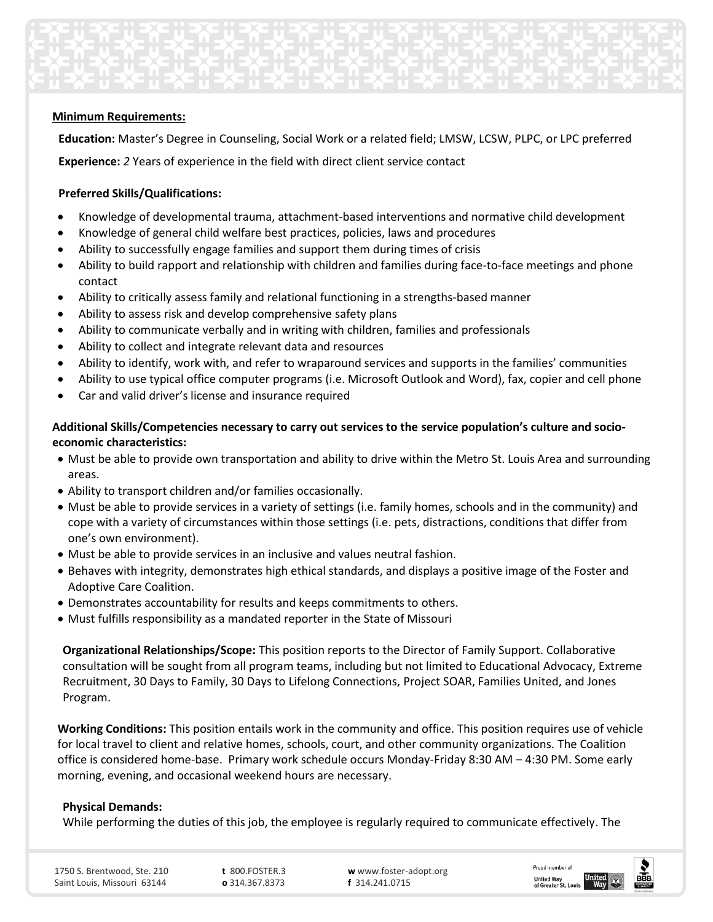**Minimum Requirements:**

**Education:** Master's Degree in Counseling, Social Work or a related field; LMSW, LCSW, PLPC, or LPC preferred

**Experience:** *2* Years of experience in the field with direct client service contact

**Preferred Skills/Qualifications:**

- Knowledge of developmental trauma, attachment-based interventions and normative child development
- Knowledge of general child welfare best practices, policies, laws and procedures
- Ability to successfully engage families and support them during times of crisis
- Ability to build rapport and relationship with children and families during face-to-face meetings and phone contact
- Ability to critically assess family and relational functioning in a strengths-based manner
- Ability to assess risk and develop comprehensive safety plans
- Ability to communicate verbally and in writing with children, families and professionals
- Ability to collect and integrate relevant data and resources
- Ability to identify, work with, and refer to wraparound services and supports in the families' communities
- Ability to use typical office computer programs (i.e. Microsoft Outlook and Word), fax, copier and cell phone
- Car and valid driver's license and insurance required

**Additional Skills/Competencies necessary to carry out services to the service population's culture and socio-economic characteristics:**

- Must be able to provide own transportation and ability to drive within the Metro St. Louis Area and surrounding areas.
- Ability to transport children and/or families occasionally.
- Must be able to provide services in a variety of settings (i.e. family homes, schools and in the community) and cope with a variety of circumstances within those settings (i.e. pets, distractions, conditions that differ from one's own environment).
- Must be able to provide services in an inclusive and values neutral fashion.
- Behaves with integrity, demonstrates high ethical standards, and displays a positive image of the Foster and Adoptive Care Coalition.
- Demonstrates accountability for results and keeps commitments to others.
- Must fulfills responsibility as a mandated reporter in the State of Missouri

**Organizational Relationships/Scope:** This position reports to the Director of Family Support. Collaborative consultation will be sought from all program teams, including but not limited to Educational Advocacy, Extreme Recruitment, 30 Days to Family, 30 Days to Lifelong Connections, Project SOAR, Families United, and Jones Program.

**Working Conditions:** This position entails work in the community and office. This position requires use of vehicle for local travel to client and relative homes, schools, court, and other community organizations. The Coalition office is considered home-base. Primary work schedule occurs Monday-Friday 8:30 AM – 4:30 PM. Some early morning, evening, and occasional weekend hours are necessary.

**Physical Demands:**

While performing the duties of this job, the employee is regularly required to communicate effectively. The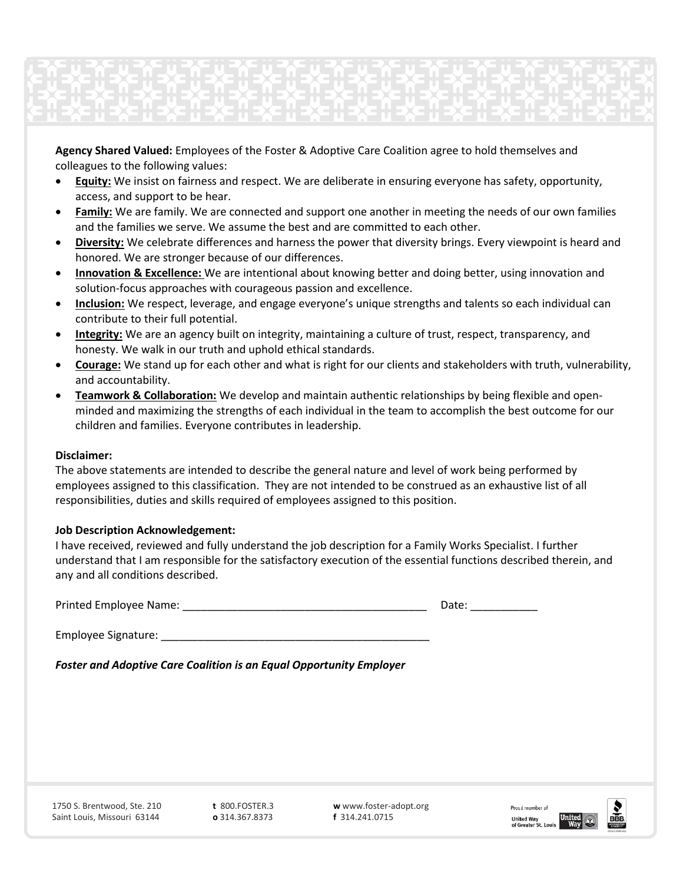**Agency Shared Valued:** Employees of the Foster & Adoptive Care Coalition agree to hold themselves and colleagues to the following values:

- **Equity:** We insist on fairness and respect. We are deliberate in ensuring everyone has safety, opportunity, access, and support to be hear.
- **Family:** We are family. We are connected and support one another in meeting the needs of our own families and the families we serve. We assume the best and are committed to each other.
- **Diversity:** We celebrate differences and harness the power that diversity brings. Every viewpoint is heard and honored. We are stronger because of our differences.
- **Innovation & Excellence:** We are intentional about knowing better and doing better, using innovation and solution-focus approaches with courageous passion and excellence.
- **Inclusion:** We respect, leverage, and engage everyone's unique strengths and talents so each individual can contribute to their full potential.
- **Integrity:** We are an agency built on integrity, maintaining a culture of trust, respect, transparency, and honesty. We walk in our truth and uphold ethical standards.
- **Courage:** We stand up for each other and what is right for our clients and stakeholders with truth, vulnerability, and accountability.
- **Teamwork & Collaboration:** We develop and maintain authentic relationships by being flexible and open-minded and maximizing the strengths of each individual in the team to accomplish the best outcome for our children and families. Everyone contributes in leadership.

**Disclaimer:**

The above statements are intended to describe the general nature and level of work being performed by employees assigned to this classification. They are not intended to be construed as an exhaustive list of all responsibilities, duties and skills required of employees assigned to this position.

**Job Description Acknowledgement:**

I have received, reviewed and fully understand the job description for a Family Works Specialist. I further understand that I am responsible for the satisfactory execution of the essential functions described therein, and any and all conditions described.

Printed Employee Name: _________________________________________ Date: ___________

Employee Signature: ______________________________________________

***Foster and Adoptive Care Coalition is an Equal Opportunity Employer***